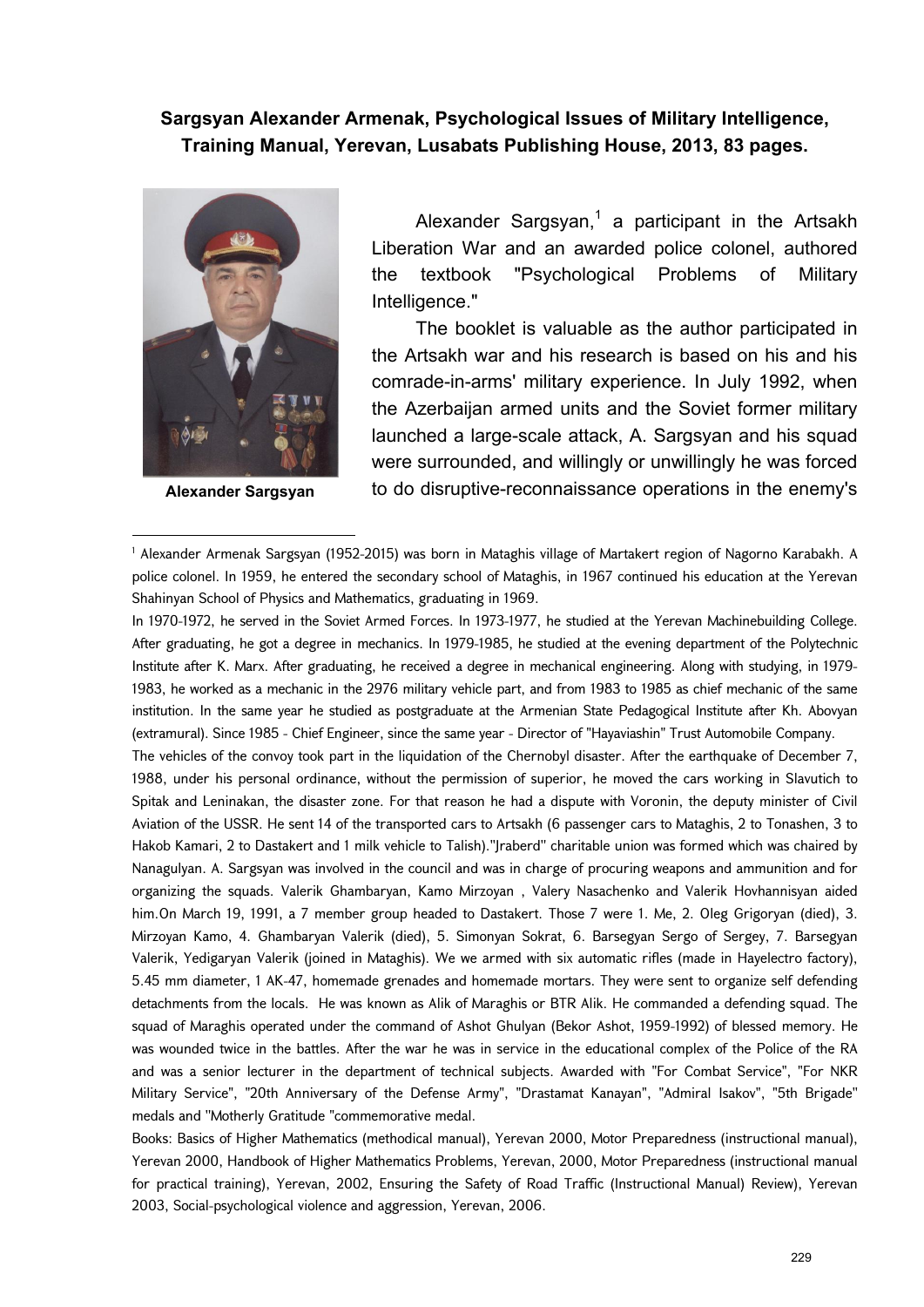**Sargsyan Alexander Armenak, Psychological Issues of Military Intelligence, Training Manual, Yerevan, Lusabats Publishing House, 2013, 83 pages.**

**Alexander Sargsyan**

Alexander Sargsyan,[1] a participant in the Artsakh Liberation War and an awarded police colonel, authored the textbook "Psychological Problems of Military Intelligence."

The booklet is valuable as the author participated in the Artsakh war and his research is based on his and his comrade-in-arms' military experience. In July 1992, when the Azerbaijan armed units and the Soviet former military launched a large-scale attack, A. Sargsyan and his squad were surrounded, and willingly or unwillingly he was forced to do disruptive-reconnaissance operations in the enemy's

---

[1] Alexander Armenak Sargsyan (1952-2015) was born in Mataghis village of Martakert region of Nagorno Karabakh. A police colonel. In 1959, he entered the secondary school of Mataghis, in 1967 continued his education at the Yerevan Shahinyan School of Physics and Mathematics, graduating in 1969.

In 1970-1972, he served in the Soviet Armed Forces. In 1973-1977, he studied at the Yerevan Machinebuilding College. After graduating, he got a degree in mechanics. In 1979-1985, he studied at the evening department of the Polytechnic Institute after K. Marx. After graduating, he received a degree in mechanical engineering. Along with studying, in 1979-1983, he worked as a mechanic in the 2976 military vehicle part, and from 1983 to 1985 as chief mechanic of the same institution. In the same year he studied as postgraduate at the Armenian State Pedagogical Institute after Kh. Abovyan (extramural). Since 1985 - Chief Engineer, since the same year - Director of "Hayaviashin" Trust Automobile Company.

The vehicles of the convoy took part in the liquidation of the Chernobyl disaster. After the earthquake of December 7, 1988, under his personal ordinance, without the permission of superior, he moved the cars working in Slavutich to Spitak and Leninakan, the disaster zone. For that reason he had a dispute with Voronin, the deputy minister of Civil Aviation of the USSR. He sent 14 of the transported cars to Artsakh (6 passenger cars to Mataghis, 2 to Tonashen, 3 to Hakob Kamari, 2 to Dastakert and 1 milk vehicle to Talish)."Jraberd" charitable union was formed which was chaired by Nanagulyan. A. Sargsyan was involved in the council and was in charge of procuring weapons and ammunition and for organizing the squads. Valerik Ghambaryan, Kamo Mirzoyan , Valery Nasachenko and Valerik Hovhannisyan aided him.On March 19, 1991, a 7 member group headed to Dastakert. Those 7 were 1. Me, 2. Oleg Grigoryan (died), 3. Mirzoyan Kamo, 4. Ghambaryan Valerik (died), 5. Simonyan Sokrat, 6. Barsegyan Sergo of Sergey, 7. Barsegyan Valerik, Yedigaryan Valerik (joined in Mataghis). We we armed with six automatic rifles (made in Hayelectro factory), 5.45 mm diameter, 1 AK-47, homemade grenades and homemade mortars. They were sent to organize self defending detachments from the locals. He was known as Alik of Maraghis or BTR Alik. He commanded a defending squad. The squad of Maraghis operated under the command of Ashot Ghulyan (Bekor Ashot, 1959-1992) of blessed memory. He was wounded twice in the battles. After the war he was in service in the educational complex of the Police of the RA and was a senior lecturer in the department of technical subjects. Awarded with "For Combat Service", "For NKR Military Service", "20th Anniversary of the Defense Army", "Drastamat Kanayan", "Admiral Isakov", "5th Brigade" medals and "Motherly Gratitude "commemorative medal.

Books: Basics of Higher Mathematics (methodical manual), Yerevan 2000, Motor Preparedness (instructional manual), Yerevan 2000, Handbook of Higher Mathematics Problems, Yerevan, 2000, Motor Preparedness (instructional manual for practical training), Yerevan, 2002, Ensuring the Safety of Road Traffic (Instructional Manual) Review), Yerevan 2003, Social-psychological violence and aggression, Yerevan, 2006.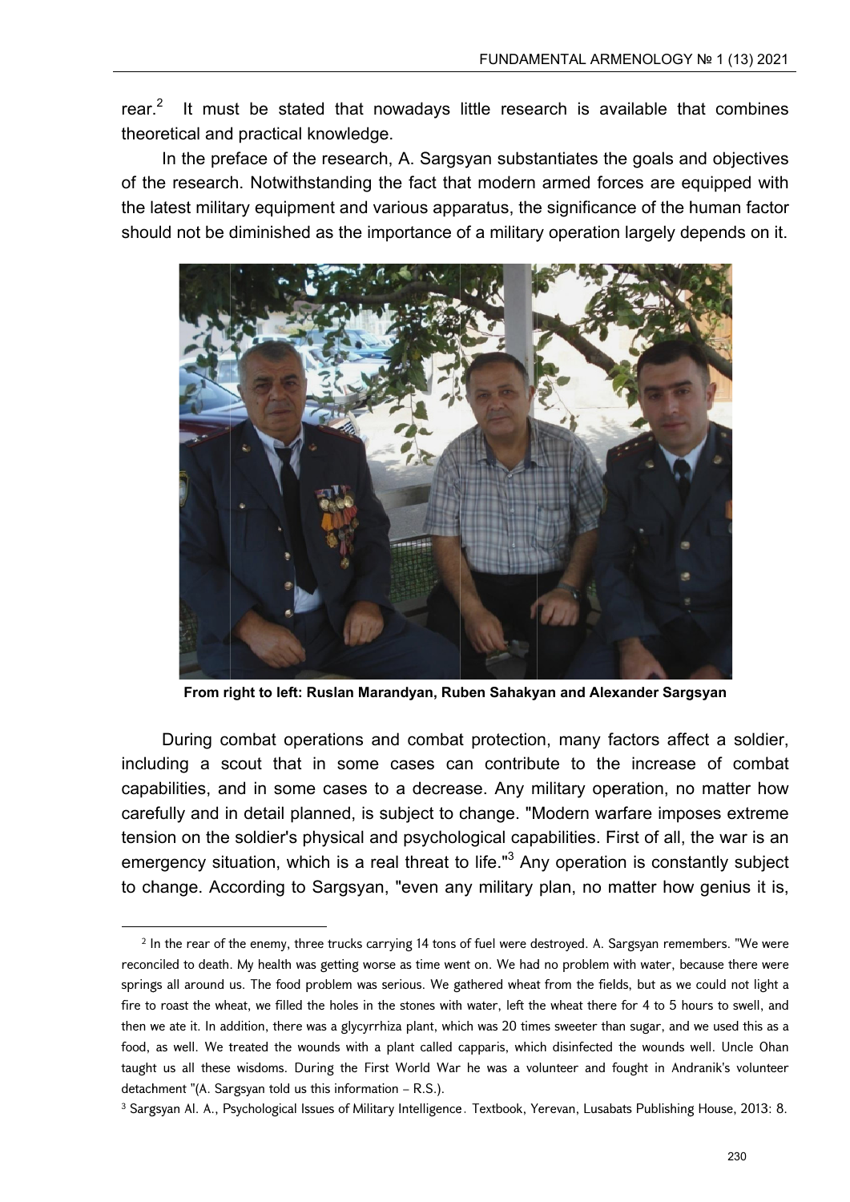rear.[2] It must be stated that nowadays little research is available that combines theoretical and practical knowledge.

In the preface of the research, A. Sargsyan substantiates the goals and objectives of the research. Notwithstanding the fact that modern armed forces are equipped with the latest military equipment and various apparatus, the significance of the human factor should not be diminished as the importance of a military operation largely depends on it.

**From right to left: Ruslan Marandyan, Ruben Sahakyan and Alexander Sargsyan**

During combat operations and combat protection, many factors affect a soldier, including a scout that in some cases can contribute to the increase of combat capabilities, and in some cases to a decrease. Any military operation, no matter how carefully and in detail planned, is subject to change. "Modern warfare imposes extreme tension on the soldier's physical and psychological capabilities. First of all, the war is an emergency situation, which is a real threat to life."[3] Any operation is constantly subject to change. According to Sargsyan, "even any military plan, no matter how genius it is,

---

[2] In the rear of the enemy, three trucks carrying 14 tons of fuel were destroyed. A. Sargsyan remembers. "We were reconciled to death. My health was getting worse as time went on. We had no problem with water, because there were springs all around us. The food problem was serious. We gathered wheat from the fields, but as we could not light a fire to roast the wheat, we filled the holes in the stones with water, left the wheat there for 4 to 5 hours to swell, and then we ate it. In addition, there was a glycyrrhiza plant, which was 20 times sweeter than sugar, and we used this as a food, as well. We treated the wounds with a plant called capparis, which disinfected the wounds well. Uncle Ohan taught us all these wisdoms. During the First World War he was a volunteer and fought in Andranik's volunteer detachment "(A. Sargsyan told us this information – R.S.).

[3] Sargsyan Al. A., Psychological Issues of Military Intelligence. Textbook, Yerevan, Lusabats Publishing House, 2013: 8.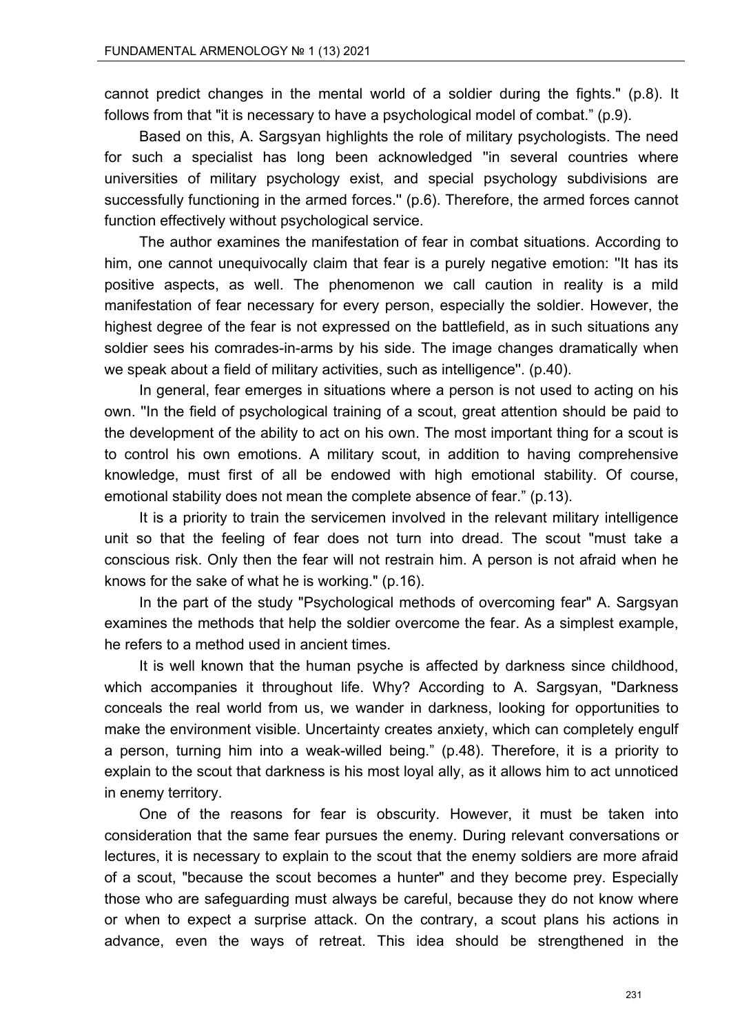cannot predict changes in the mental world of a soldier during the fights." (p.8). It follows from that "it is necessary to have a psychological model of combat." (p.9).

Based on this, A. Sargsyan highlights the role of military psychologists. The need for such a specialist has long been acknowledged "in several countries where universities of military psychology exist, and special psychology subdivisions are successfully functioning in the armed forces." (p.6). Therefore, the armed forces cannot function effectively without psychological service.

The author examines the manifestation of fear in combat situations. According to him, one cannot unequivocally claim that fear is a purely negative emotion: "It has its positive aspects, as well. The phenomenon we call caution in reality is a mild manifestation of fear necessary for every person, especially the soldier. However, the highest degree of the fear is not expressed on the battlefield, as in such situations any soldier sees his comrades-in-arms by his side. The image changes dramatically when we speak about a field of military activities, such as intelligence". (p.40).

In general, fear emerges in situations where a person is not used to acting on his own. "In the field of psychological training of a scout, great attention should be paid to the development of the ability to act on his own. The most important thing for a scout is to control his own emotions. A military scout, in addition to having comprehensive knowledge, must first of all be endowed with high emotional stability. Of course, emotional stability does not mean the complete absence of fear." (p.13).

It is a priority to train the servicemen involved in the relevant military intelligence unit so that the feeling of fear does not turn into dread. The scout "must take a conscious risk. Only then the fear will not restrain him. A person is not afraid when he knows for the sake of what he is working." (p.16).

In the part of the study "Psychological methods of overcoming fear" A. Sargsyan examines the methods that help the soldier overcome the fear. As a simplest example, he refers to a method used in ancient times.

It is well known that the human psyche is affected by darkness since childhood, which accompanies it throughout life. Why? According to A. Sargsyan, "Darkness conceals the real world from us, we wander in darkness, looking for opportunities to make the environment visible. Uncertainty creates anxiety, which can completely engulf a person, turning him into a weak-willed being." (p.48). Therefore, it is a priority to explain to the scout that darkness is his most loyal ally, as it allows him to act unnoticed in enemy territory.

One of the reasons for fear is obscurity. However, it must be taken into consideration that the same fear pursues the enemy. During relevant conversations or lectures, it is necessary to explain to the scout that the enemy soldiers are more afraid of a scout, "because the scout becomes a hunter" and they become prey. Especially those who are safeguarding must always be careful, because they do not know where or when to expect a surprise attack. On the contrary, a scout plans his actions in advance, even the ways of retreat. This idea should be strengthened in the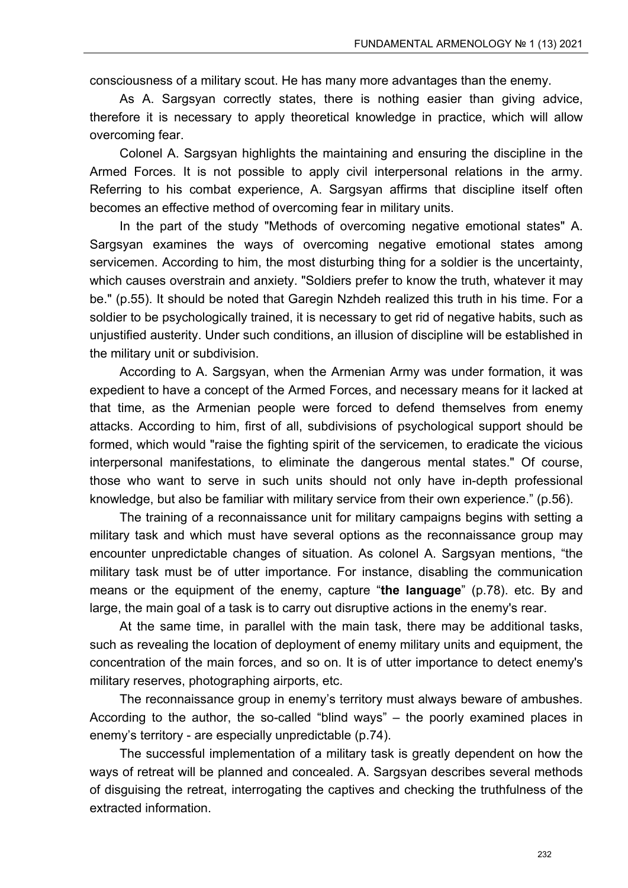consciousness of a military scout. He has many more advantages than the enemy.

As A. Sargsyan correctly states, there is nothing easier than giving advice, therefore it is necessary to apply theoretical knowledge in practice, which will allow overcoming fear.

Colonel A. Sargsyan highlights the maintaining and ensuring the discipline in the Armed Forces. It is not possible to apply civil interpersonal relations in the army. Referring to his combat experience, A. Sargsyan affirms that discipline itself often becomes an effective method of overcoming fear in military units.

In the part of the study "Methods of overcoming negative emotional states" A. Sargsyan examines the ways of overcoming negative emotional states among servicemen. According to him, the most disturbing thing for a soldier is the uncertainty, which causes overstrain and anxiety. "Soldiers prefer to know the truth, whatever it may be." (p.55). It should be noted that Garegin Nzhdeh realized this truth in his time. For a soldier to be psychologically trained, it is necessary to get rid of negative habits, such as unjustified austerity. Under such conditions, an illusion of discipline will be established in the military unit or subdivision.

According to A. Sargsyan, when the Armenian Army was under formation, it was expedient to have a concept of the Armed Forces, and necessary means for it lacked at that time, as the Armenian people were forced to defend themselves from enemy attacks. According to him, first of all, subdivisions of psychological support should be formed, which would "raise the fighting spirit of the servicemen, to eradicate the vicious interpersonal manifestations, to eliminate the dangerous mental states." Of course, those who want to serve in such units should not only have in-depth professional knowledge, but also be familiar with military service from their own experience." (p.56).

The training of a reconnaissance unit for military campaigns begins with setting a military task and which must have several options as the reconnaissance group may encounter unpredictable changes of situation. As colonel A. Sargsyan mentions, "the military task must be of utter importance. For instance, disabling the communication means or the equipment of the enemy, capture "**the language**" (p.78). etc. By and large, the main goal of a task is to carry out disruptive actions in the enemy's rear.

At the same time, in parallel with the main task, there may be additional tasks, such as revealing the location of deployment of enemy military units and equipment, the concentration of the main forces, and so on. It is of utter importance to detect enemy's military reserves, photographing airports, etc.

The reconnaissance group in enemy's territory must always beware of ambushes. According to the author, the so-called "blind ways" – the poorly examined places in enemy's territory - are especially unpredictable (p.74).

The successful implementation of a military task is greatly dependent on how the ways of retreat will be planned and concealed. A. Sargsyan describes several methods of disguising the retreat, interrogating the captives and checking the truthfulness of the extracted information.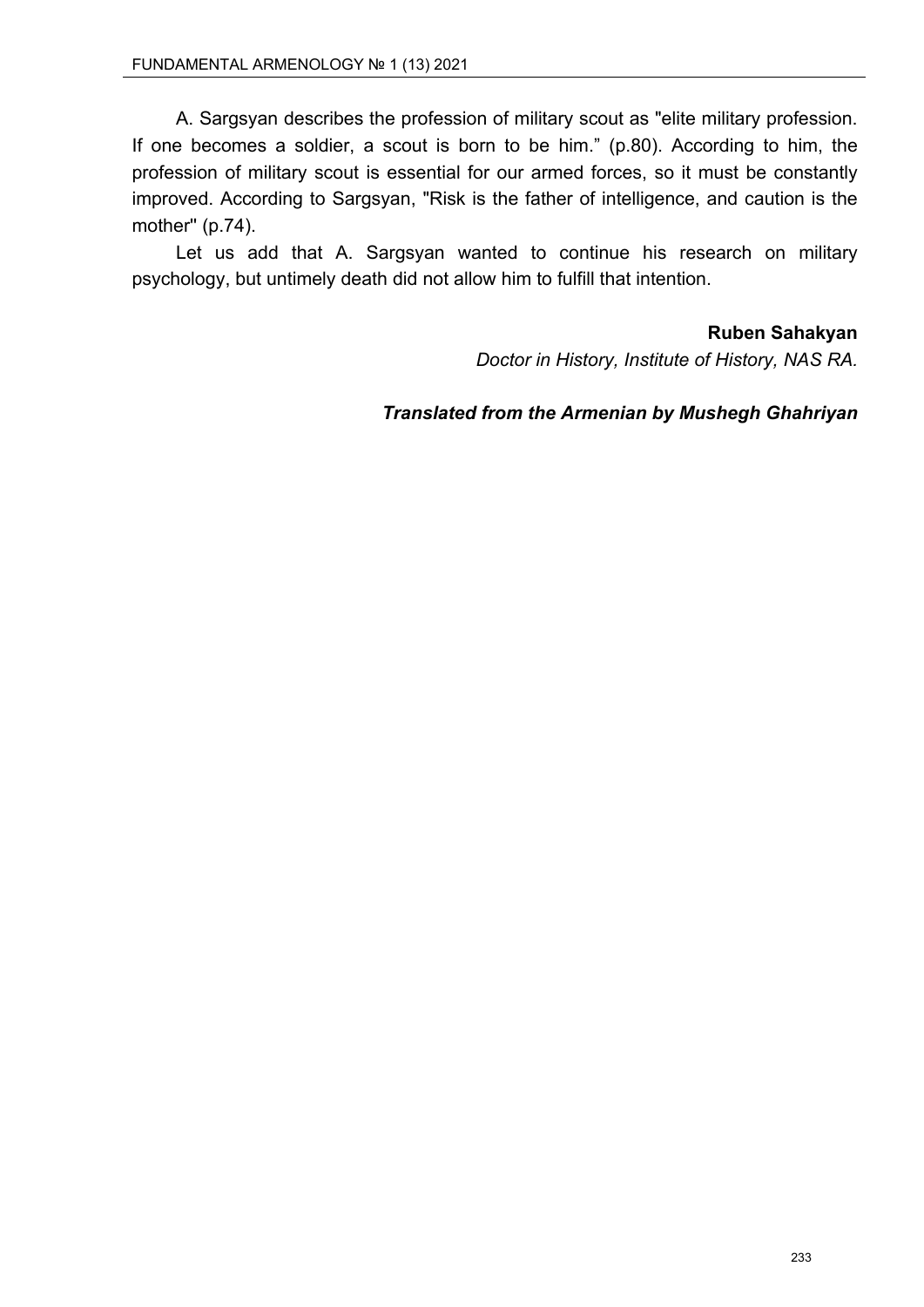A. Sargsyan describes the profession of military scout as "elite military profession. If one becomes a soldier, a scout is born to be him." (p.80). According to him, the profession of military scout is essential for our armed forces, so it must be constantly improved. According to Sargsyan, "Risk is the father of intelligence, and caution is the mother" (p.74).

Let us add that A. Sargsyan wanted to continue his research on military psychology, but untimely death did not allow him to fulfill that intention.

**Ruben Sahakyan**

*Doctor in History, Institute of History, NAS RA.*

***Translated from the Armenian by Mushegh Ghahriyan***